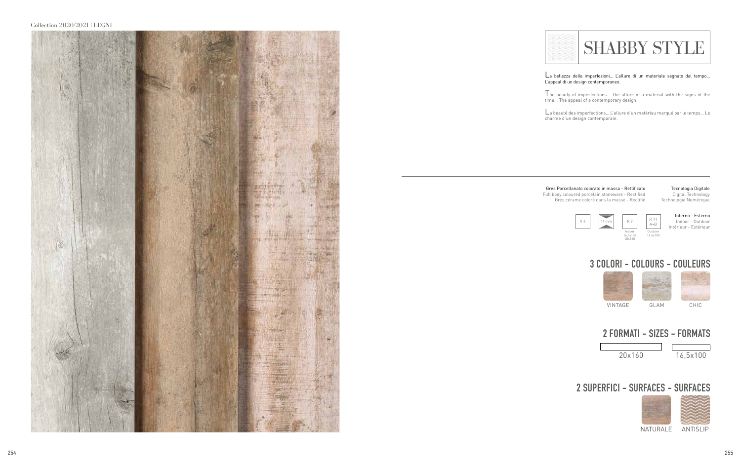# SHABBY STYLE

La bellezza delle imperfezioni... L'allure di un materiale segnato dal tempo... L'appeal di un design contemporaneo.

The beauty of imperfections... The allure of a material with the signs of the time... The appeal of a contemporary design.

La beauté des imperfections... L'allure d'un matériau marqué par le temps... Le charme d'un design contemporain.

Gres Porcellanato colorato in massa - Rettificato
Full body coloured porcelain stoneware - Rectified
Grés cérame coloré dans la masse - Rectifié

Tecnologia Digitale
Digital Technology
Technologie Numérique

V 4 | 11 mm | R 9 Indoor 16,5x100 20x160 | R 11 A+B Outdoor 16,5x100

Interno - Esterno
Indoor - Outdoor
Intérieur - Extérieur

## 3 COLORI - COLOURS - COULEURS

VINTAGE | GLAM | CHIC

## 2 FORMATI - SIZES - FORMATS

20x160 | 16,5x100

## 2 SUPERFICI - SURFACES - SURFACES

NATURALE | ANTISLIP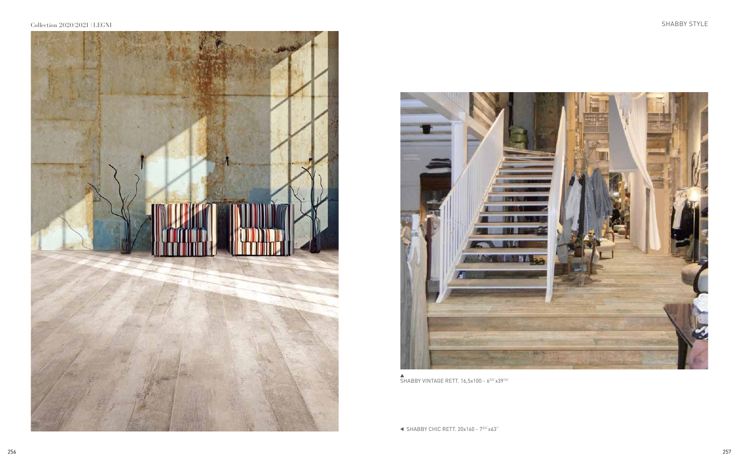▲ SHABBY VINTAGE RETT. 16,5x100 - 6$^{2/4}$"x39$^{1/4}$"

◄ SHABBY CHIC RETT. 20x160 - 7$^{3/4}$"x63"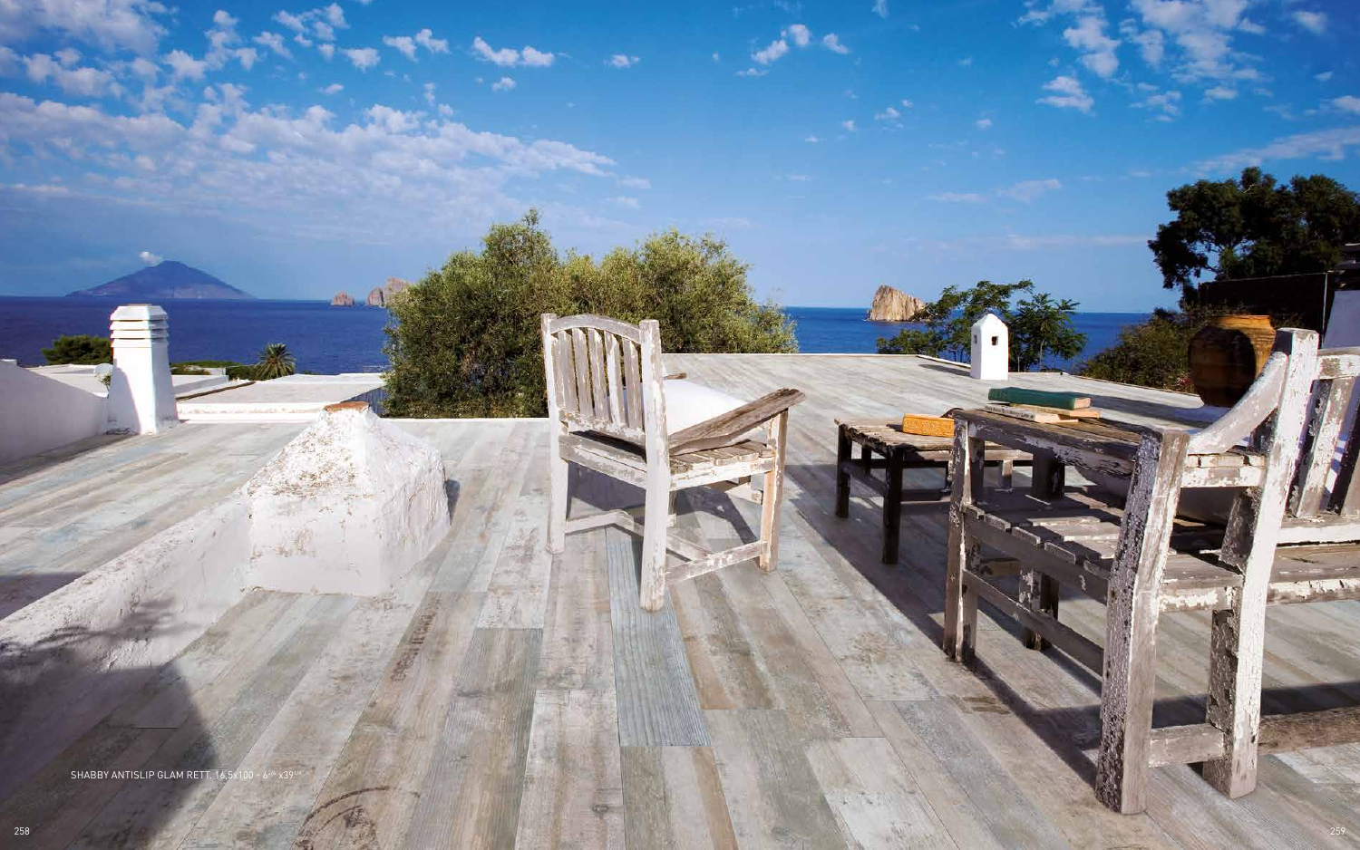SHABBY ANTISLIP GLAM RETT. 16,5x100 - 6^{1/2}"x39^{3/8}"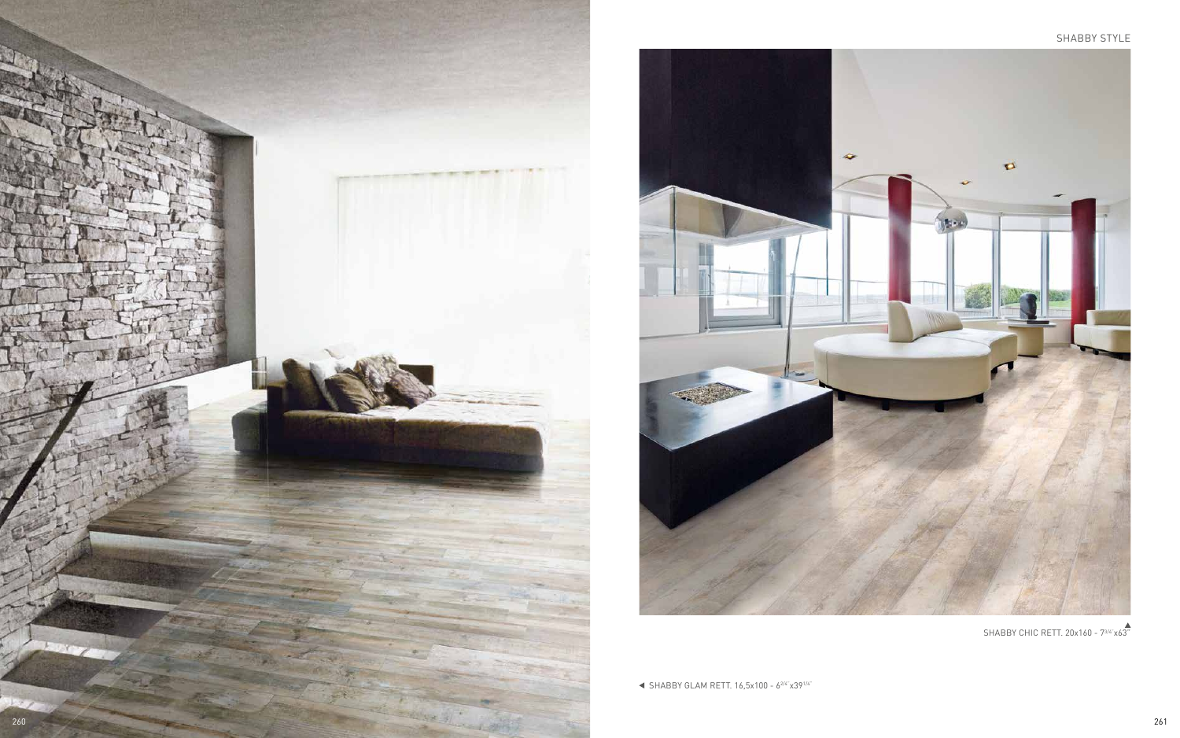SHABBY STYLE

▲ SHABBY CHIC RETT. 20x160 - 7[3/4]"x63"

◀ SHABBY GLAM RETT. 16,5x100 - 6[2/4]"x39[1/4]"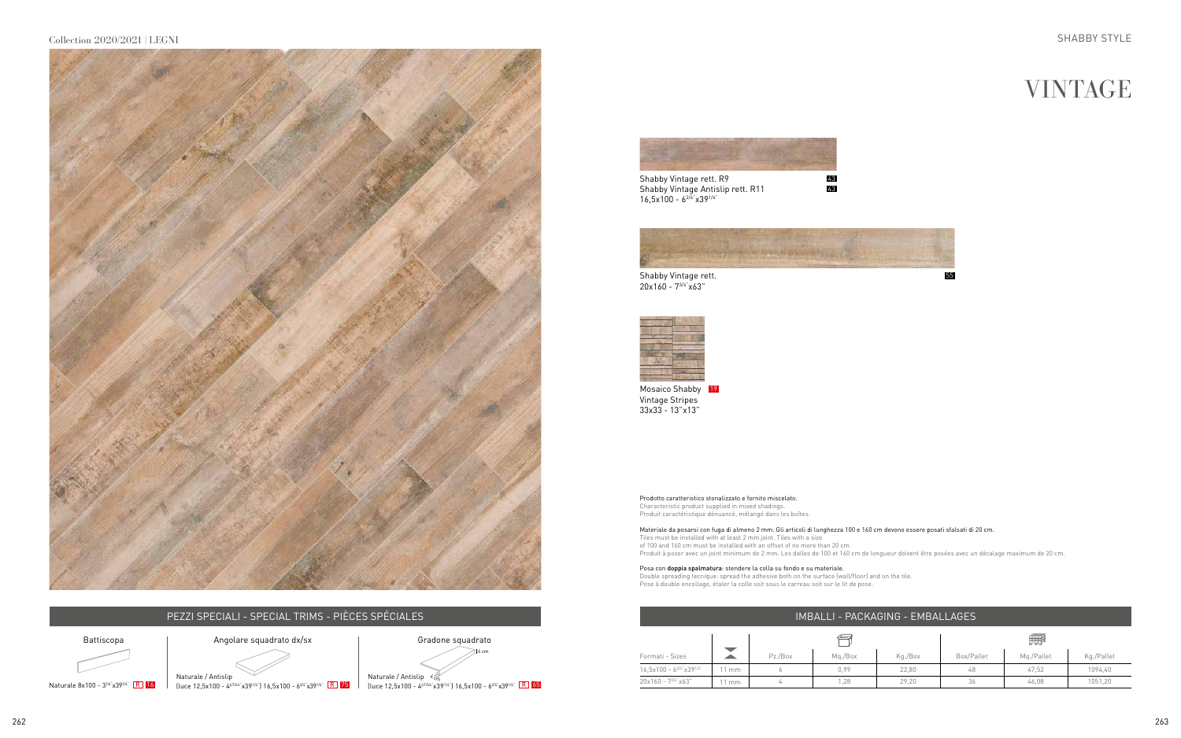# VINTAGE

SHABBY STYLE

Shabby Vintage rett. R9 43
Shabby Vintage Antislip rett. R11 43
16,5x100 - $6^{3/4}$"x$39^{1/4}$"

Shabby Vintage rett. 55
20x160 - $7^{3/4}$"x63"

Mosaico Shabby Vintage Stripes 19
33x33 - 13"x13"

Prodotto caratteristico stonalizzato e fornito miscelato.
Characteristic product supplied in mixed shadings.
Produit caractéristique dénuancé, mélangé dans les boîtes.

Materiale da posarsi con fuga di almeno 2 mm. Gli articoli di lunghezza 100 e 160 cm devono essere posati sfalsati di 20 cm.
Tiles must be installed with at least 2 mm joint. Tiles with a size of 100 and 160 cm must be installed with an offset of no more than 20 cm.
Produit à poser avec un joint minimum de 2 mm. Les dalles de 100 et 160 cm de longueur doivent être posées avec un décalage maximum de 20 cm.

Posa con **doppia spalmatura**: stendere la colla su fondo e su materiale.
Double spreading tecnique: spread the adhesive both on the surface (wall/floor) and on the tile.
Pose à double encollage, étaler la colle soit sous le carreau soit sur le lit de pose.

## PEZZI SPECIALI - SPECIAL TRIMS - PIÈCES SPÉCIALES

**Battiscopa**
Naturale 8x100 - $3^{1/4}$"x$39^{1/4}$" R 16

**Angolare squadrato dx/sx**
Naturale / Antislip
(luce 12,5x100 - $4^{59/64}$"x$39^{1/4}$") 16,5x100 - $6^{3/4}$"x$39^{1/4}$" R 75

**Gradone squadrato**
4 cm
Naturale / Antislip
(luce 12,5x100 - $4^{59/64}$"x$39^{1/4}$") 16,5x100 - $6^{3/4}$"x$39^{1/4}$" R 65

## IMBALLI - PACKAGING - EMBALLAGES

| Formati - Sizes | | Pz./Box | Mq./Box | Kg./Box | Box/Pallet | Mq./Pallet | Kg./Pallet |
|---|---|---|---|---|---|---|---|
| 16,5x100 - $6^{3/4}$"x$39^{1/4}$" | 11 mm | 6 | 0,99 | 22,80 | 48 | 47,52 | 1094,40 |
| 20x160 - $7^{3/4}$"x63" | 11 mm | 4 | 1,28 | 29,20 | 36 | 46,08 | 1051,20 |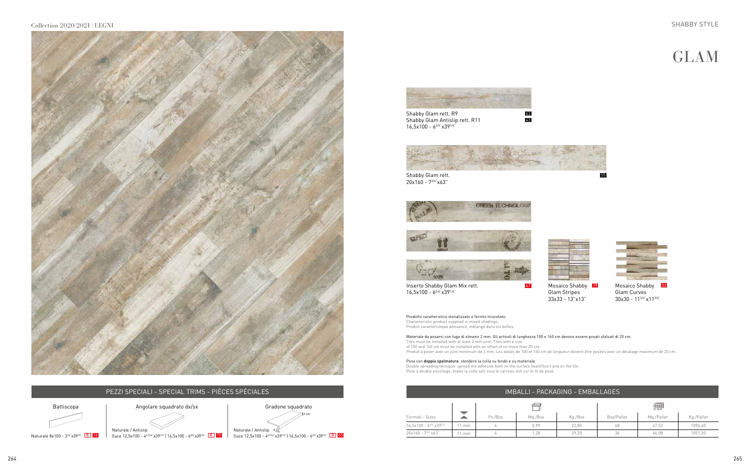SHABBY STYLE

# GLAM

Shabby Glam rett. R9 — 43
Shabby Glam Antislip rett. R11 — 43
16,5x100 - $6^{2/4}$"x$39^{1/4}$"

Shabby Glam rett. — 55
20x160 - $7^{3/4}$"x63"

Inserto Shabby Glam Mix rett. — 47
16,5x100 - $6^{2/4}$"x$39^{1/4}$"

Mosaico Shabby Glam Stripes — 19
33x33 - 13"x13"

Mosaico Shabby Glam Curves — 33
30x30 - $11^{3/4}$"x$11^{3/4}$"

Prodotto caratteristico stonalizzato e fornito miscelato.
Characteristic product supplied in mixed shadings.
Produit caractéristique dénuancé, mélangé dans les boîtes.

Materiale da posarsi con fuga di almeno 2 mm. Gli articoli di lunghezza 100 e 160 cm devono essere posati sfalsati di 20 cm.
Tiles must be installed with at least 2 mm joint. Tiles with a size of 100 and 160 cm must be installed with an offset of no more than 20 cm.
Produit à poser avec un joint minimum de 2 mm. Les dalles de 100 et 160 cm de longueur doivent être posées avec un décalage maximum de 20 cm.

Posa con **doppia spalmatura**: stendere la colla su fondo e su materiale.
Double spreading tecnique: spread the adhesive both on the surface (wall/floor) and on the tile.
Pose à double encollage, étaler la colle soit sous le carreau soit sur le lit de pose.

## PEZZI SPECIALI - SPECIAL TRIMS - PIÈCES SPÉCIALES

**Battiscopa**
Naturale 8x100 - $3^{1/4}$"x$39^{1/4}$" R 16

**Angolare squadrato dx/sx**
Naturale / Antislip
(luce 12,5x100 - $4^{47/64}$"x$39^{1/4}$") 16,5x100 - $6^{2/4}$"x$39^{1/4}$" R 75

**Gradone squadrato**
4 cm
Naturale / Antislip
(luce 12,5x100 - $4^{47/64}$"x$39^{1/4}$") 16,5x100 - $6^{2/4}$"x$39^{1/4}$" R 65

## IMBALLI - PACKAGING - EMBALLAGES

| Formati - Sizes | | Pz./Box | Mq./Box | Kg./Box | Box/Pallet | Mq./Pallet | Kg./Pallet |
|---|---|---|---|---|---|---|---|
| 16,5x100 - $6^{2/4}$"x$39^{1/4}$" | 11 mm | 6 | 0,99 | 22,80 | 48 | 47,52 | 1094,40 |
| 20x160 - $7^{3/4}$"x63" | 11 mm | 4 | 1,28 | 29,20 | 36 | 46,08 | 1051,20 |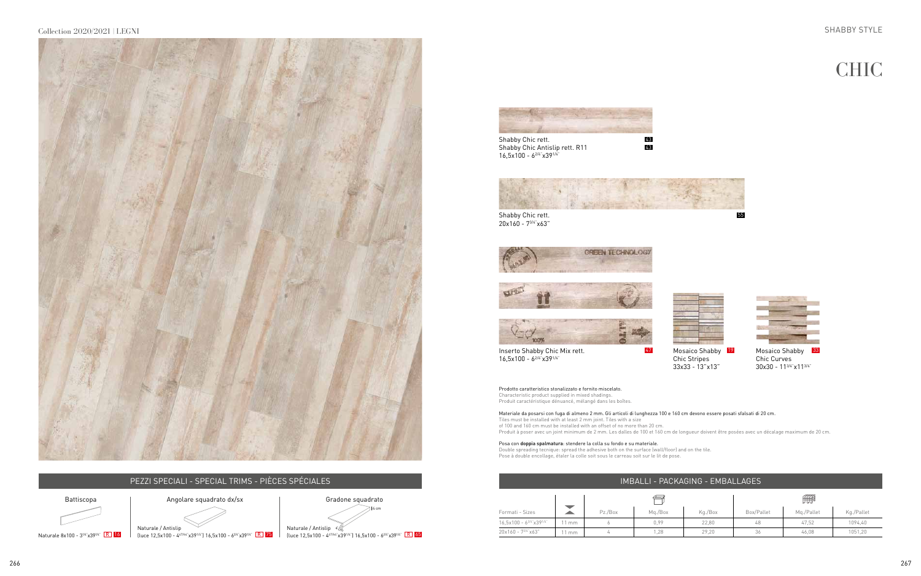Collection 2020/2021 | LEGNI

SHABBY STYLE

# CHIC

Shabby Chic rett. 43
Shabby Chic Antislip rett. R11 43
16,5x100 - 6[2/4]"x39[1/4]"

Shabby Chic rett. 55
20x160 - 7[3/4]"x63"

Inserto Shabby Chic Mix rett. 47
16,5x100 - 6[2/4]"x39[1/4]"

Mosaico Shabby Chic Stripes 19
33x33 - 13"x13"

Mosaico Shabby Chic Curves 33
30x30 - 11[3/4]"x11[3/4]"

Prodotto caratteristico stonalizzato e fornito miscelato.
Characteristic product supplied in mixed shadings.
Produit caractéristique dénuancé, mélangé dans les boîtes.

Materiale da posarsi con fuga di almeno 2 mm. Gli articoli di lunghezza 100 e 160 cm devono essere posati sfalsati di 20 cm.
Tiles must be installed with at least 2 mm joint. Tiles with a size
of 100 and 160 cm must be installed with an offset of no more than 20 cm.
Produit à poser avec un joint minimum de 2 mm. Les dalles de 100 et 160 cm de longueur doivent être posées avec un décalage maximum de 20 cm.

Posa con **doppia spalmatura**: stendere la colla su fondo e su materiale.
Double spreading tecnique: spread the adhesive both on the surface (wall/floor) and on the tile.
Pose à double encollage, étaler la colle soit sous le carreau soit sur le lit de pose.

## PEZZI SPECIALI - SPECIAL TRIMS - PIÈCES SPÉCIALES

**Battiscopa**
Naturale 8x100 - 3[1/8]"x39[1/4]" R 16

**Angolare squadrato dx/sx**
Naturale / Antislip
(luce 12,5x100 - 4[59/64]"x39[1/4]") 16,5x100 - 6[2/4]"x39[1/4]" R 75

**Gradone squadrato**
4 cm
Naturale / Antislip
(luce 12,5x100 - 4[59/64]"x39[1/4]") 16,5x100 - 6[2/4]"x39[1/4]" R 65

## IMBALLI - PACKAGING - EMBALLAGES

| Formati - Sizes | | Pz./Box | Mq./Box | Kg./Box | Box/Pallet | Mq./Pallet | Kg./Pallet |
|---|---|---|---|---|---|---|---|
| 16,5x100 - 6[2/4]"x39[1/4]" | 11 mm | 6 | 0,99 | 22,80 | 48 | 47,52 | 1094,40 |
| 20x160 - 7[3/4]"x63" | 11 mm | 4 | 1,28 | 29,20 | 36 | 46,08 | 1051,20 |